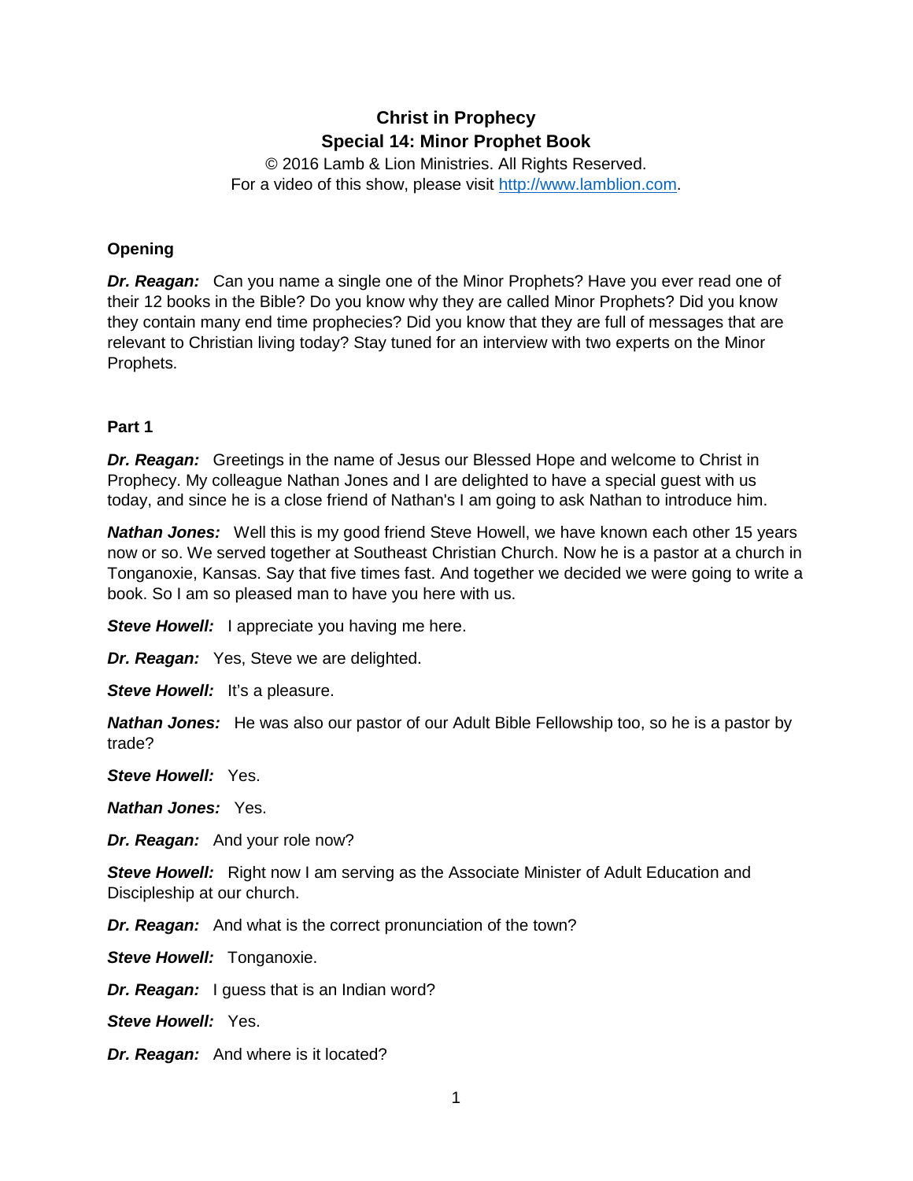**Christ in Prophecy**
**Special 14: Minor Prophet Book**

© 2016 Lamb & Lion Ministries. All Rights Reserved.
For a video of this show, please visit http://www.lamblion.com.

## Opening

***Dr. Reagan:*** Can you name a single one of the Minor Prophets? Have you ever read one of their 12 books in the Bible? Do you know why they are called Minor Prophets? Did you know they contain many end time prophecies? Did you know that they are full of messages that are relevant to Christian living today? Stay tuned for an interview with two experts on the Minor Prophets.

## Part 1

***Dr. Reagan:*** Greetings in the name of Jesus our Blessed Hope and welcome to Christ in Prophecy. My colleague Nathan Jones and I are delighted to have a special guest with us today, and since he is a close friend of Nathan's I am going to ask Nathan to introduce him.

***Nathan Jones:*** Well this is my good friend Steve Howell, we have known each other 15 years now or so. We served together at Southeast Christian Church. Now he is a pastor at a church in Tonganoxie, Kansas. Say that five times fast. And together we decided we were going to write a book. So I am so pleased man to have you here with us.

***Steve Howell:*** I appreciate you having me here.

***Dr. Reagan:*** Yes, Steve we are delighted.

***Steve Howell:*** It's a pleasure.

***Nathan Jones:*** He was also our pastor of our Adult Bible Fellowship too, so he is a pastor by trade?

***Steve Howell:*** Yes.

***Nathan Jones:*** Yes.

***Dr. Reagan:*** And your role now?

***Steve Howell:*** Right now I am serving as the Associate Minister of Adult Education and Discipleship at our church.

***Dr. Reagan:*** And what is the correct pronunciation of the town?

***Steve Howell:*** Tonganoxie.

***Dr. Reagan:*** I guess that is an Indian word?

***Steve Howell:*** Yes.

***Dr. Reagan:*** And where is it located?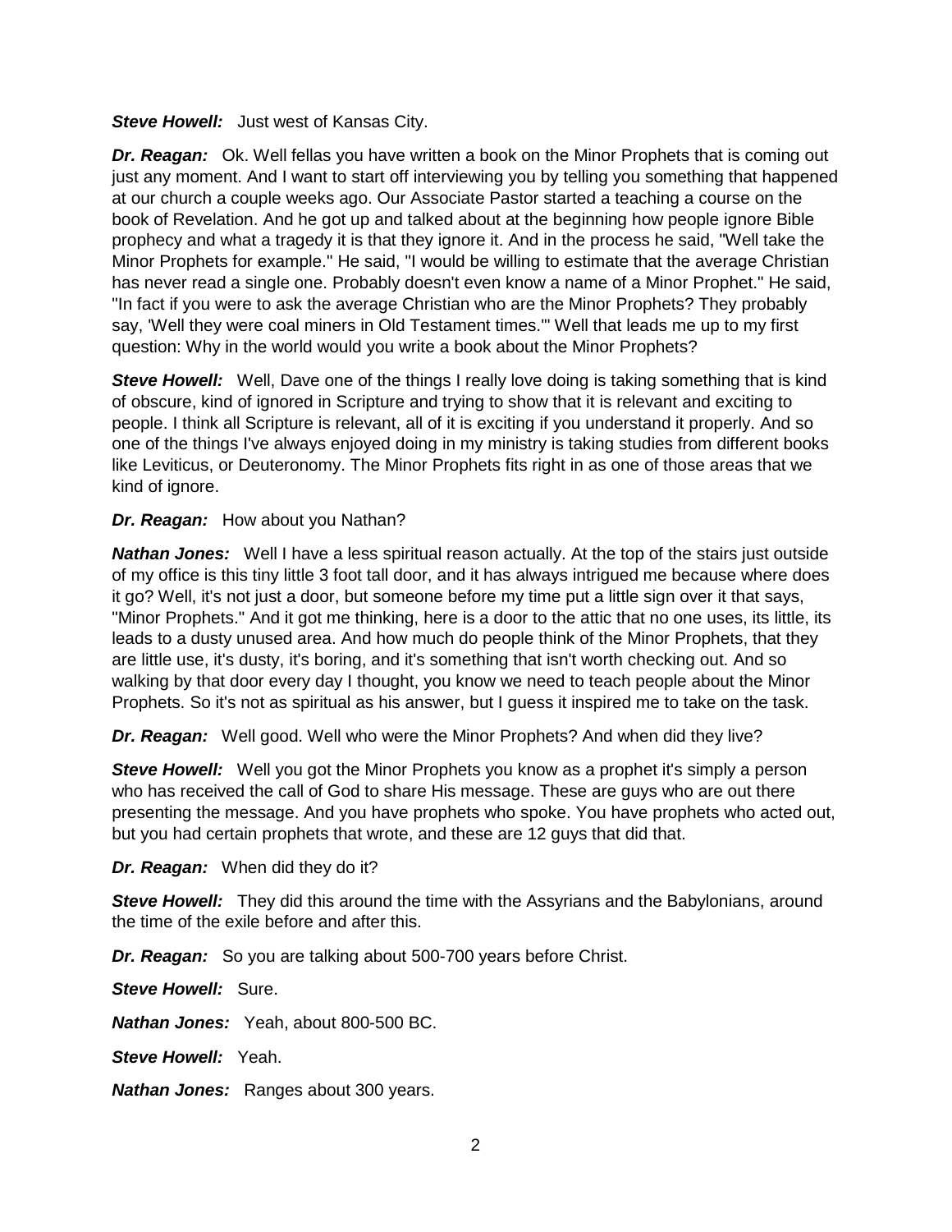***Steve Howell:*** Just west of Kansas City.

***Dr. Reagan:*** Ok. Well fellas you have written a book on the Minor Prophets that is coming out just any moment. And I want to start off interviewing you by telling you something that happened at our church a couple weeks ago. Our Associate Pastor started a teaching a course on the book of Revelation. And he got up and talked about at the beginning how people ignore Bible prophecy and what a tragedy it is that they ignore it. And in the process he said, "Well take the Minor Prophets for example." He said, "I would be willing to estimate that the average Christian has never read a single one. Probably doesn't even know a name of a Minor Prophet." He said, "In fact if you were to ask the average Christian who are the Minor Prophets? They probably say, 'Well they were coal miners in Old Testament times.'" Well that leads me up to my first question: Why in the world would you write a book about the Minor Prophets?

***Steve Howell:*** Well, Dave one of the things I really love doing is taking something that is kind of obscure, kind of ignored in Scripture and trying to show that it is relevant and exciting to people. I think all Scripture is relevant, all of it is exciting if you understand it properly. And so one of the things I've always enjoyed doing in my ministry is taking studies from different books like Leviticus, or Deuteronomy. The Minor Prophets fits right in as one of those areas that we kind of ignore.

***Dr. Reagan:*** How about you Nathan?

***Nathan Jones:*** Well I have a less spiritual reason actually. At the top of the stairs just outside of my office is this tiny little 3 foot tall door, and it has always intrigued me because where does it go? Well, it's not just a door, but someone before my time put a little sign over it that says, "Minor Prophets." And it got me thinking, here is a door to the attic that no one uses, its little, its leads to a dusty unused area. And how much do people think of the Minor Prophets, that they are little use, it's dusty, it's boring, and it's something that isn't worth checking out. And so walking by that door every day I thought, you know we need to teach people about the Minor Prophets. So it's not as spiritual as his answer, but I guess it inspired me to take on the task.

***Dr. Reagan:*** Well good. Well who were the Minor Prophets? And when did they live?

***Steve Howell:*** Well you got the Minor Prophets you know as a prophet it's simply a person who has received the call of God to share His message. These are guys who are out there presenting the message. And you have prophets who spoke. You have prophets who acted out, but you had certain prophets that wrote, and these are 12 guys that did that.

***Dr. Reagan:*** When did they do it?

***Steve Howell:*** They did this around the time with the Assyrians and the Babylonians, around the time of the exile before and after this.

***Dr. Reagan:*** So you are talking about 500-700 years before Christ.

***Steve Howell:*** Sure.

***Nathan Jones:*** Yeah, about 800-500 BC.

***Steve Howell:*** Yeah.

***Nathan Jones:*** Ranges about 300 years.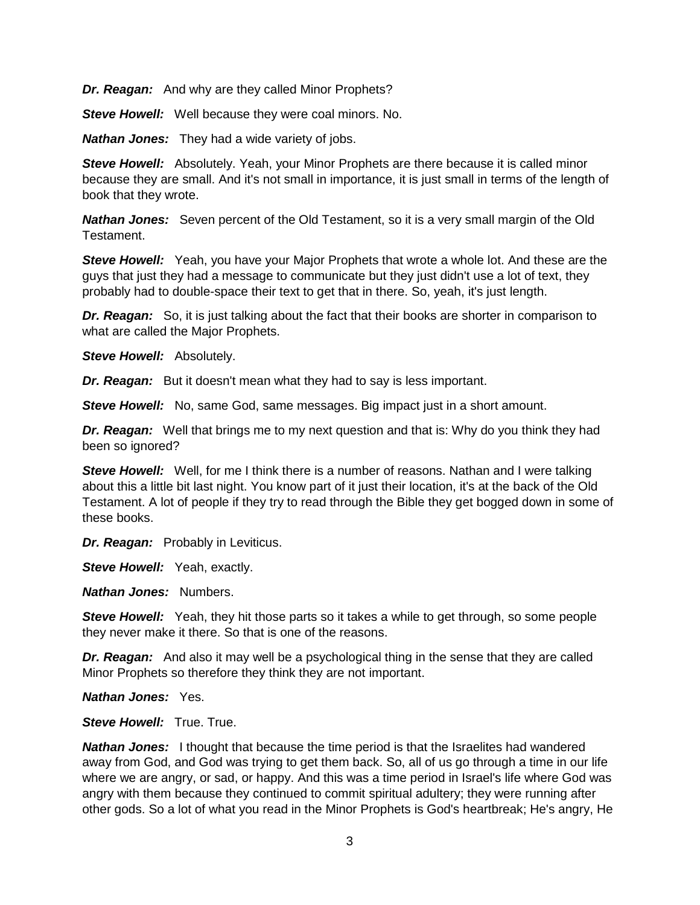***Dr. Reagan:*** And why are they called Minor Prophets?

***Steve Howell:*** Well because they were coal minors. No.

***Nathan Jones:*** They had a wide variety of jobs.

***Steve Howell:*** Absolutely. Yeah, your Minor Prophets are there because it is called minor because they are small. And it's not small in importance, it is just small in terms of the length of book that they wrote.

***Nathan Jones:*** Seven percent of the Old Testament, so it is a very small margin of the Old Testament.

***Steve Howell:*** Yeah, you have your Major Prophets that wrote a whole lot. And these are the guys that just they had a message to communicate but they just didn't use a lot of text, they probably had to double-space their text to get that in there. So, yeah, it's just length.

***Dr. Reagan:*** So, it is just talking about the fact that their books are shorter in comparison to what are called the Major Prophets.

***Steve Howell:*** Absolutely.

***Dr. Reagan:*** But it doesn't mean what they had to say is less important.

***Steve Howell:*** No, same God, same messages. Big impact just in a short amount.

***Dr. Reagan:*** Well that brings me to my next question and that is: Why do you think they had been so ignored?

***Steve Howell:*** Well, for me I think there is a number of reasons. Nathan and I were talking about this a little bit last night. You know part of it just their location, it's at the back of the Old Testament. A lot of people if they try to read through the Bible they get bogged down in some of these books.

***Dr. Reagan:*** Probably in Leviticus.

***Steve Howell:*** Yeah, exactly.

***Nathan Jones:*** Numbers.

***Steve Howell:*** Yeah, they hit those parts so it takes a while to get through, so some people they never make it there. So that is one of the reasons.

***Dr. Reagan:*** And also it may well be a psychological thing in the sense that they are called Minor Prophets so therefore they think they are not important.

***Nathan Jones:*** Yes.

***Steve Howell:*** True. True.

***Nathan Jones:*** I thought that because the time period is that the Israelites had wandered away from God, and God was trying to get them back. So, all of us go through a time in our life where we are angry, or sad, or happy. And this was a time period in Israel's life where God was angry with them because they continued to commit spiritual adultery; they were running after other gods. So a lot of what you read in the Minor Prophets is God's heartbreak; He's angry, He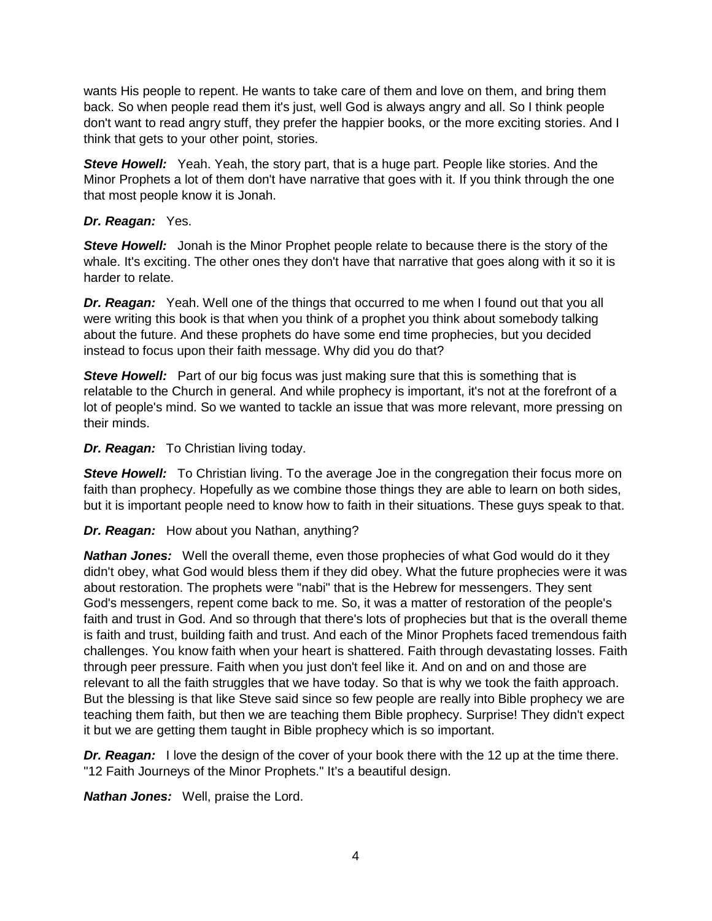wants His people to repent. He wants to take care of them and love on them, and bring them back. So when people read them it's just, well God is always angry and all. So I think people don't want to read angry stuff, they prefer the happier books, or the more exciting stories. And I think that gets to your other point, stories.

***Steve Howell:*** Yeah. Yeah, the story part, that is a huge part. People like stories. And the Minor Prophets a lot of them don't have narrative that goes with it. If you think through the one that most people know it is Jonah.

***Dr. Reagan:*** Yes.

***Steve Howell:*** Jonah is the Minor Prophet people relate to because there is the story of the whale. It's exciting. The other ones they don't have that narrative that goes along with it so it is harder to relate.

***Dr. Reagan:*** Yeah. Well one of the things that occurred to me when I found out that you all were writing this book is that when you think of a prophet you think about somebody talking about the future. And these prophets do have some end time prophecies, but you decided instead to focus upon their faith message. Why did you do that?

***Steve Howell:*** Part of our big focus was just making sure that this is something that is relatable to the Church in general. And while prophecy is important, it's not at the forefront of a lot of people's mind. So we wanted to tackle an issue that was more relevant, more pressing on their minds.

***Dr. Reagan:*** To Christian living today.

***Steve Howell:*** To Christian living. To the average Joe in the congregation their focus more on faith than prophecy. Hopefully as we combine those things they are able to learn on both sides, but it is important people need to know how to faith in their situations. These guys speak to that.

***Dr. Reagan:*** How about you Nathan, anything?

***Nathan Jones:*** Well the overall theme, even those prophecies of what God would do it they didn't obey, what God would bless them if they did obey. What the future prophecies were it was about restoration. The prophets were "nabi" that is the Hebrew for messengers. They sent God's messengers, repent come back to me. So, it was a matter of restoration of the people's faith and trust in God. And so through that there's lots of prophecies but that is the overall theme is faith and trust, building faith and trust. And each of the Minor Prophets faced tremendous faith challenges. You know faith when your heart is shattered. Faith through devastating losses. Faith through peer pressure. Faith when you just don't feel like it. And on and on and those are relevant to all the faith struggles that we have today. So that is why we took the faith approach. But the blessing is that like Steve said since so few people are really into Bible prophecy we are teaching them faith, but then we are teaching them Bible prophecy. Surprise! They didn't expect it but we are getting them taught in Bible prophecy which is so important.

***Dr. Reagan:*** I love the design of the cover of your book there with the 12 up at the time there. "12 Faith Journeys of the Minor Prophets." It's a beautiful design.

***Nathan Jones:*** Well, praise the Lord.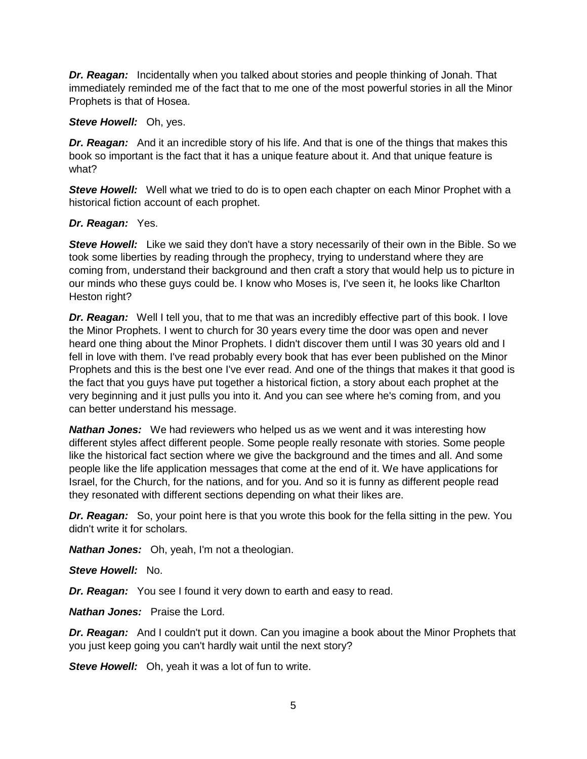***Dr. Reagan:*** Incidentally when you talked about stories and people thinking of Jonah. That immediately reminded me of the fact that to me one of the most powerful stories in all the Minor Prophets is that of Hosea.

***Steve Howell:*** Oh, yes.

***Dr. Reagan:*** And it an incredible story of his life. And that is one of the things that makes this book so important is the fact that it has a unique feature about it. And that unique feature is what?

***Steve Howell:*** Well what we tried to do is to open each chapter on each Minor Prophet with a historical fiction account of each prophet.

***Dr. Reagan:*** Yes.

***Steve Howell:*** Like we said they don't have a story necessarily of their own in the Bible. So we took some liberties by reading through the prophecy, trying to understand where they are coming from, understand their background and then craft a story that would help us to picture in our minds who these guys could be. I know who Moses is, I've seen it, he looks like Charlton Heston right?

***Dr. Reagan:*** Well I tell you, that to me that was an incredibly effective part of this book. I love the Minor Prophets. I went to church for 30 years every time the door was open and never heard one thing about the Minor Prophets. I didn't discover them until I was 30 years old and I fell in love with them. I've read probably every book that has ever been published on the Minor Prophets and this is the best one I've ever read. And one of the things that makes it that good is the fact that you guys have put together a historical fiction, a story about each prophet at the very beginning and it just pulls you into it. And you can see where he's coming from, and you can better understand his message.

***Nathan Jones:*** We had reviewers who helped us as we went and it was interesting how different styles affect different people. Some people really resonate with stories. Some people like the historical fact section where we give the background and the times and all. And some people like the life application messages that come at the end of it. We have applications for Israel, for the Church, for the nations, and for you. And so it is funny as different people read they resonated with different sections depending on what their likes are.

***Dr. Reagan:*** So, your point here is that you wrote this book for the fella sitting in the pew. You didn't write it for scholars.

***Nathan Jones:*** Oh, yeah, I'm not a theologian.

***Steve Howell:*** No.

***Dr. Reagan:*** You see I found it very down to earth and easy to read.

***Nathan Jones:*** Praise the Lord.

***Dr. Reagan:*** And I couldn't put it down. Can you imagine a book about the Minor Prophets that you just keep going you can't hardly wait until the next story?

***Steve Howell:*** Oh, yeah it was a lot of fun to write.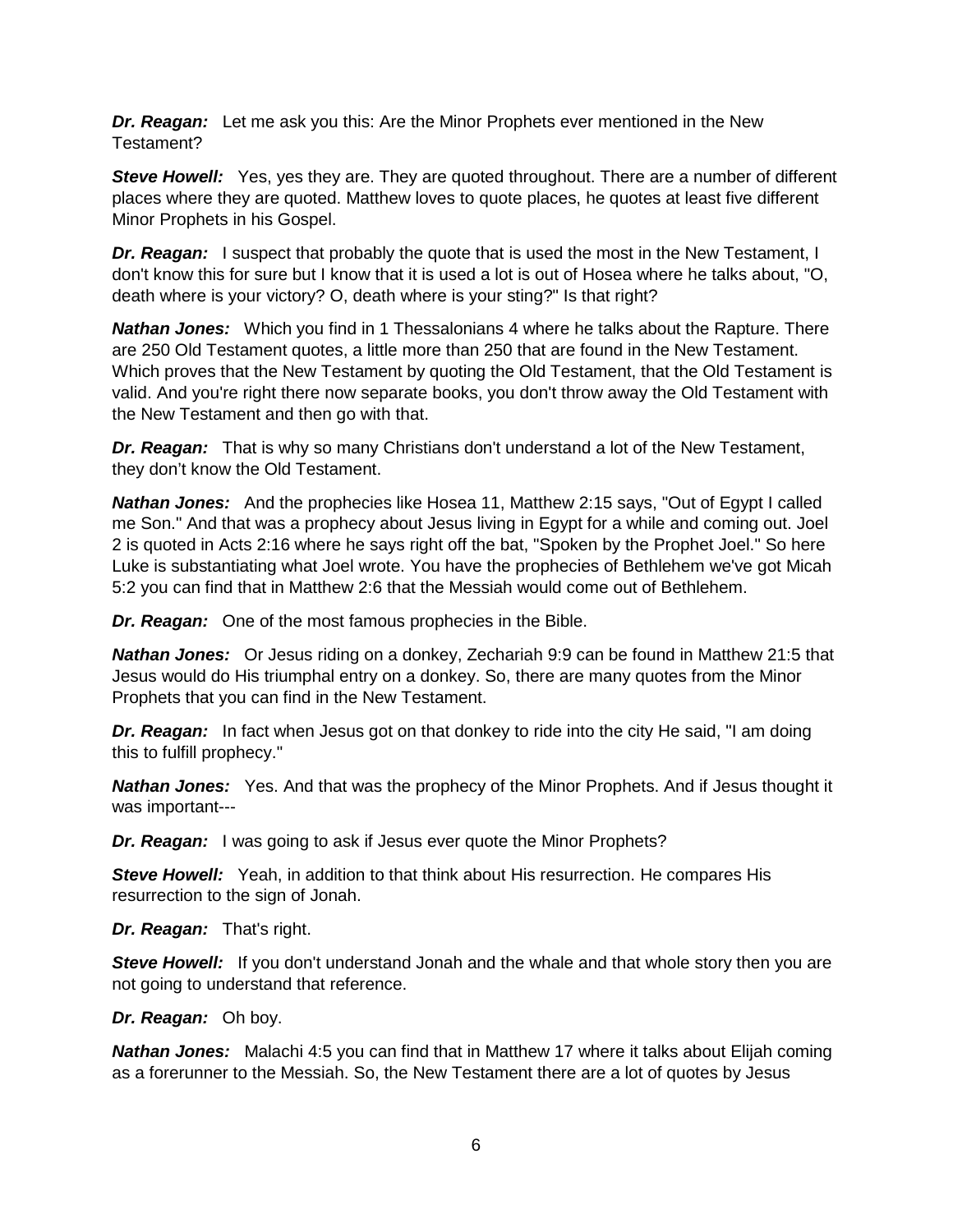***Dr. Reagan:*** Let me ask you this: Are the Minor Prophets ever mentioned in the New Testament?

***Steve Howell:*** Yes, yes they are. They are quoted throughout. There are a number of different places where they are quoted. Matthew loves to quote places, he quotes at least five different Minor Prophets in his Gospel.

***Dr. Reagan:*** I suspect that probably the quote that is used the most in the New Testament, I don't know this for sure but I know that it is used a lot is out of Hosea where he talks about, "O, death where is your victory? O, death where is your sting?" Is that right?

***Nathan Jones:*** Which you find in 1 Thessalonians 4 where he talks about the Rapture. There are 250 Old Testament quotes, a little more than 250 that are found in the New Testament. Which proves that the New Testament by quoting the Old Testament, that the Old Testament is valid. And you're right there now separate books, you don't throw away the Old Testament with the New Testament and then go with that.

***Dr. Reagan:*** That is why so many Christians don't understand a lot of the New Testament, they don't know the Old Testament.

***Nathan Jones:*** And the prophecies like Hosea 11, Matthew 2:15 says, "Out of Egypt I called me Son." And that was a prophecy about Jesus living in Egypt for a while and coming out. Joel 2 is quoted in Acts 2:16 where he says right off the bat, "Spoken by the Prophet Joel." So here Luke is substantiating what Joel wrote. You have the prophecies of Bethlehem we've got Micah 5:2 you can find that in Matthew 2:6 that the Messiah would come out of Bethlehem.

***Dr. Reagan:*** One of the most famous prophecies in the Bible.

***Nathan Jones:*** Or Jesus riding on a donkey, Zechariah 9:9 can be found in Matthew 21:5 that Jesus would do His triumphal entry on a donkey. So, there are many quotes from the Minor Prophets that you can find in the New Testament.

***Dr. Reagan:*** In fact when Jesus got on that donkey to ride into the city He said, "I am doing this to fulfill prophecy."

***Nathan Jones:*** Yes. And that was the prophecy of the Minor Prophets. And if Jesus thought it was important---

***Dr. Reagan:*** I was going to ask if Jesus ever quote the Minor Prophets?

***Steve Howell:*** Yeah, in addition to that think about His resurrection. He compares His resurrection to the sign of Jonah.

***Dr. Reagan:*** That's right.

***Steve Howell:*** If you don't understand Jonah and the whale and that whole story then you are not going to understand that reference.

***Dr. Reagan:*** Oh boy.

***Nathan Jones:*** Malachi 4:5 you can find that in Matthew 17 where it talks about Elijah coming as a forerunner to the Messiah. So, the New Testament there are a lot of quotes by Jesus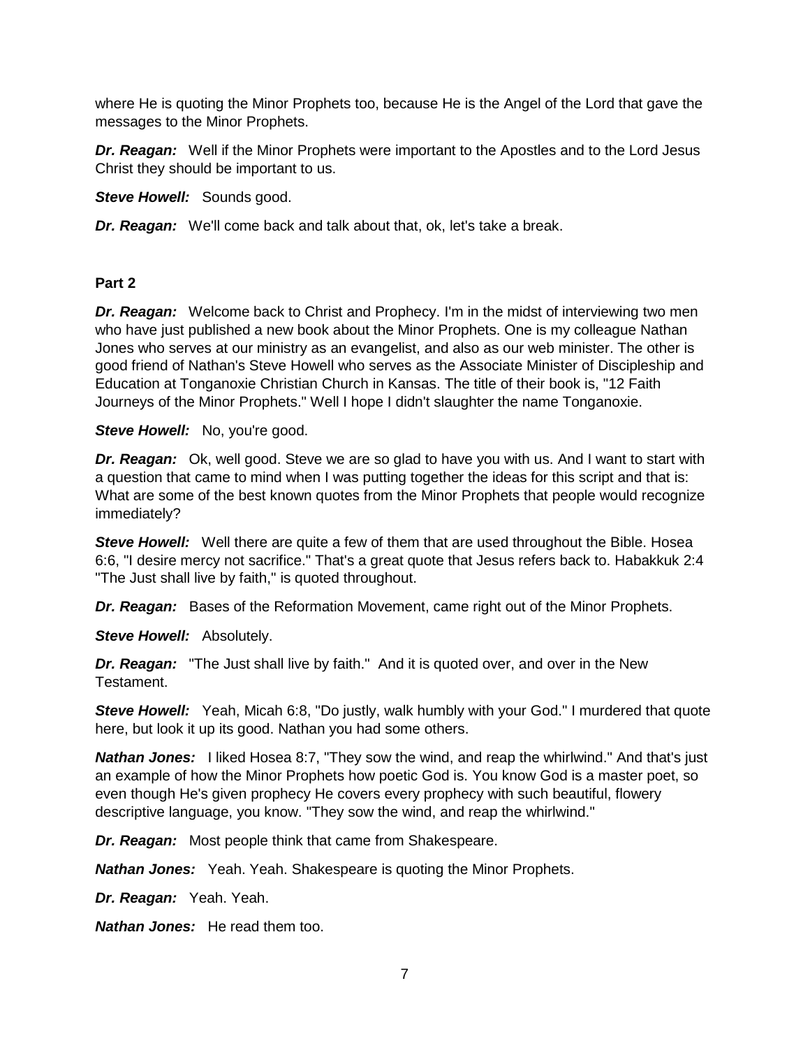where He is quoting the Minor Prophets too, because He is the Angel of the Lord that gave the messages to the Minor Prophets.

***Dr. Reagan:*** Well if the Minor Prophets were important to the Apostles and to the Lord Jesus Christ they should be important to us.

***Steve Howell:*** Sounds good.

***Dr. Reagan:*** We'll come back and talk about that, ok, let's take a break.

**Part 2**

***Dr. Reagan:*** Welcome back to Christ and Prophecy. I'm in the midst of interviewing two men who have just published a new book about the Minor Prophets. One is my colleague Nathan Jones who serves at our ministry as an evangelist, and also as our web minister. The other is good friend of Nathan's Steve Howell who serves as the Associate Minister of Discipleship and Education at Tonganoxie Christian Church in Kansas. The title of their book is, "12 Faith Journeys of the Minor Prophets." Well I hope I didn't slaughter the name Tonganoxie.

***Steve Howell:*** No, you're good.

***Dr. Reagan:*** Ok, well good. Steve we are so glad to have you with us. And I want to start with a question that came to mind when I was putting together the ideas for this script and that is: What are some of the best known quotes from the Minor Prophets that people would recognize immediately?

***Steve Howell:*** Well there are quite a few of them that are used throughout the Bible. Hosea 6:6, "I desire mercy not sacrifice." That's a great quote that Jesus refers back to. Habakkuk 2:4 "The Just shall live by faith," is quoted throughout.

***Dr. Reagan:*** Bases of the Reformation Movement, came right out of the Minor Prophets.

***Steve Howell:*** Absolutely.

***Dr. Reagan:*** "The Just shall live by faith." And it is quoted over, and over in the New Testament.

***Steve Howell:*** Yeah, Micah 6:8, "Do justly, walk humbly with your God." I murdered that quote here, but look it up its good. Nathan you had some others.

***Nathan Jones:*** I liked Hosea 8:7, "They sow the wind, and reap the whirlwind." And that's just an example of how the Minor Prophets how poetic God is. You know God is a master poet, so even though He's given prophecy He covers every prophecy with such beautiful, flowery descriptive language, you know. "They sow the wind, and reap the whirlwind."

***Dr. Reagan:*** Most people think that came from Shakespeare.

***Nathan Jones:*** Yeah. Yeah. Shakespeare is quoting the Minor Prophets.

***Dr. Reagan:*** Yeah. Yeah.

***Nathan Jones:*** He read them too.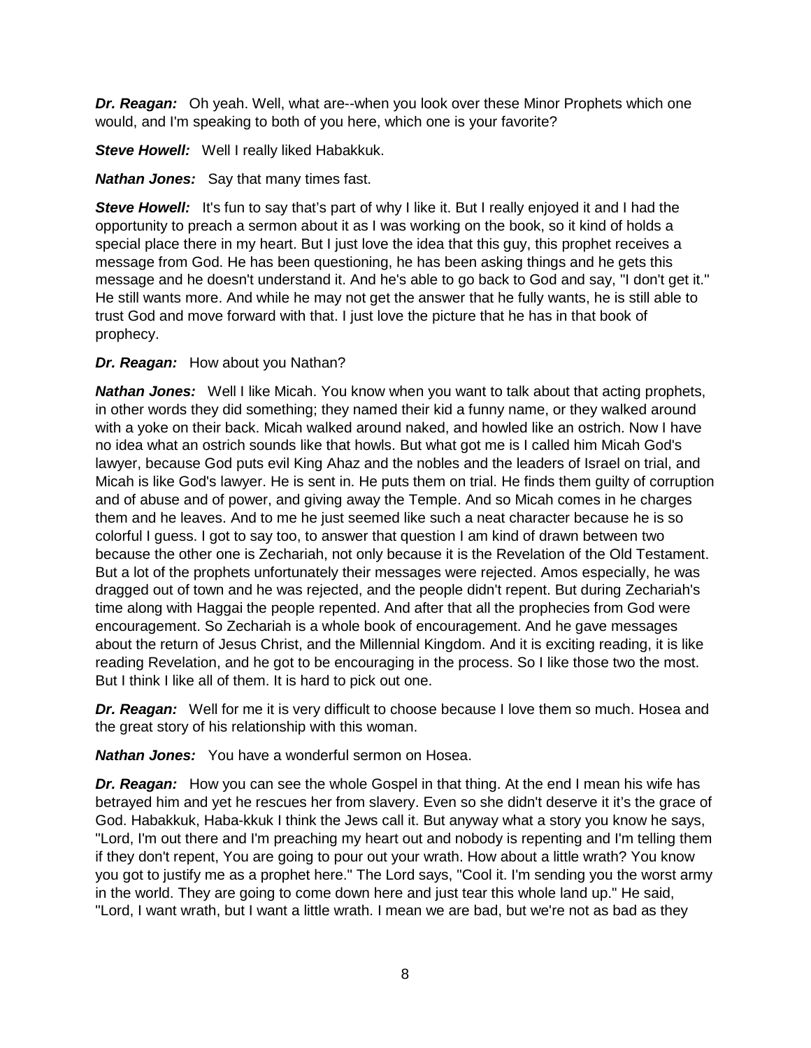***Dr. Reagan:*** Oh yeah. Well, what are--when you look over these Minor Prophets which one would, and I'm speaking to both of you here, which one is your favorite?

***Steve Howell:*** Well I really liked Habakkuk.

***Nathan Jones:*** Say that many times fast.

***Steve Howell:*** It's fun to say that's part of why I like it. But I really enjoyed it and I had the opportunity to preach a sermon about it as I was working on the book, so it kind of holds a special place there in my heart. But I just love the idea that this guy, this prophet receives a message from God. He has been questioning, he has been asking things and he gets this message and he doesn't understand it. And he's able to go back to God and say, "I don't get it." He still wants more. And while he may not get the answer that he fully wants, he is still able to trust God and move forward with that. I just love the picture that he has in that book of prophecy.

***Dr. Reagan:*** How about you Nathan?

***Nathan Jones:*** Well I like Micah. You know when you want to talk about that acting prophets, in other words they did something; they named their kid a funny name, or they walked around with a yoke on their back. Micah walked around naked, and howled like an ostrich. Now I have no idea what an ostrich sounds like that howls. But what got me is I called him Micah God's lawyer, because God puts evil King Ahaz and the nobles and the leaders of Israel on trial, and Micah is like God's lawyer. He is sent in. He puts them on trial. He finds them guilty of corruption and of abuse and of power, and giving away the Temple. And so Micah comes in he charges them and he leaves. And to me he just seemed like such a neat character because he is so colorful I guess. I got to say too, to answer that question I am kind of drawn between two because the other one is Zechariah, not only because it is the Revelation of the Old Testament. But a lot of the prophets unfortunately their messages were rejected. Amos especially, he was dragged out of town and he was rejected, and the people didn't repent. But during Zechariah's time along with Haggai the people repented. And after that all the prophecies from God were encouragement. So Zechariah is a whole book of encouragement. And he gave messages about the return of Jesus Christ, and the Millennial Kingdom. And it is exciting reading, it is like reading Revelation, and he got to be encouraging in the process. So I like those two the most. But I think I like all of them. It is hard to pick out one.

***Dr. Reagan:*** Well for me it is very difficult to choose because I love them so much. Hosea and the great story of his relationship with this woman.

***Nathan Jones:*** You have a wonderful sermon on Hosea.

***Dr. Reagan:*** How you can see the whole Gospel in that thing. At the end I mean his wife has betrayed him and yet he rescues her from slavery. Even so she didn't deserve it it's the grace of God. Habakkuk, Haba-kkuk I think the Jews call it. But anyway what a story you know he says, "Lord, I'm out there and I'm preaching my heart out and nobody is repenting and I'm telling them if they don't repent, You are going to pour out your wrath. How about a little wrath? You know you got to justify me as a prophet here." The Lord says, "Cool it. I'm sending you the worst army in the world. They are going to come down here and just tear this whole land up." He said, "Lord, I want wrath, but I want a little wrath. I mean we are bad, but we're not as bad as they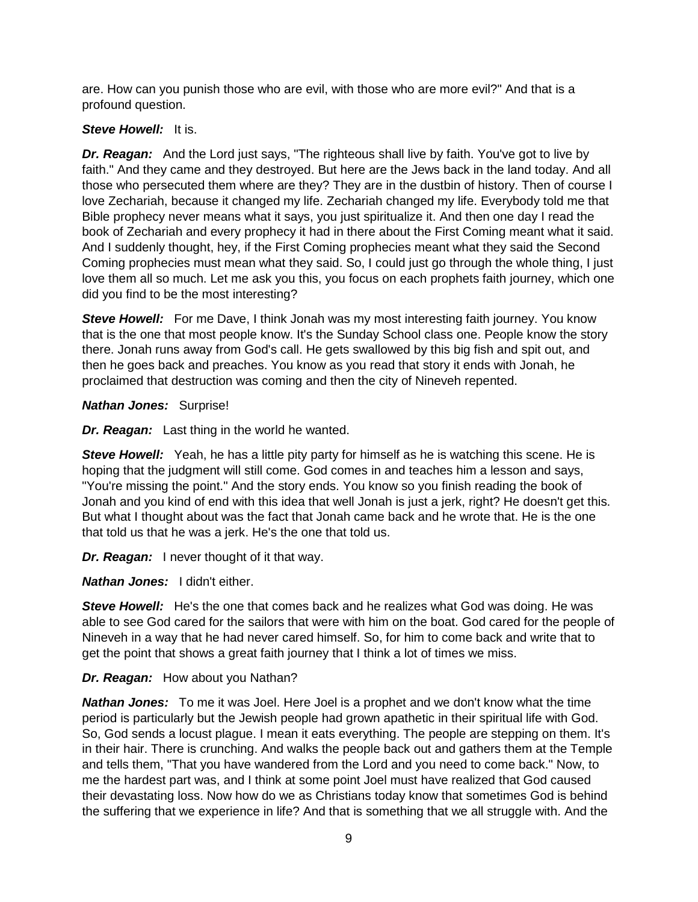are. How can you punish those who are evil, with those who are more evil?" And that is a profound question.

***Steve Howell:*** It is.

***Dr. Reagan:*** And the Lord just says, "The righteous shall live by faith. You've got to live by faith." And they came and they destroyed. But here are the Jews back in the land today. And all those who persecuted them where are they? They are in the dustbin of history. Then of course I love Zechariah, because it changed my life. Zechariah changed my life. Everybody told me that Bible prophecy never means what it says, you just spiritualize it. And then one day I read the book of Zechariah and every prophecy it had in there about the First Coming meant what it said. And I suddenly thought, hey, if the First Coming prophecies meant what they said the Second Coming prophecies must mean what they said. So, I could just go through the whole thing, I just love them all so much. Let me ask you this, you focus on each prophets faith journey, which one did you find to be the most interesting?

***Steve Howell:*** For me Dave, I think Jonah was my most interesting faith journey. You know that is the one that most people know. It's the Sunday School class one. People know the story there. Jonah runs away from God's call. He gets swallowed by this big fish and spit out, and then he goes back and preaches. You know as you read that story it ends with Jonah, he proclaimed that destruction was coming and then the city of Nineveh repented.

***Nathan Jones:*** Surprise!

***Dr. Reagan:*** Last thing in the world he wanted.

***Steve Howell:*** Yeah, he has a little pity party for himself as he is watching this scene. He is hoping that the judgment will still come. God comes in and teaches him a lesson and says, "You're missing the point." And the story ends. You know so you finish reading the book of Jonah and you kind of end with this idea that well Jonah is just a jerk, right? He doesn't get this. But what I thought about was the fact that Jonah came back and he wrote that. He is the one that told us that he was a jerk. He's the one that told us.

***Dr. Reagan:*** I never thought of it that way.

***Nathan Jones:*** I didn't either.

***Steve Howell:*** He's the one that comes back and he realizes what God was doing. He was able to see God cared for the sailors that were with him on the boat. God cared for the people of Nineveh in a way that he had never cared himself. So, for him to come back and write that to get the point that shows a great faith journey that I think a lot of times we miss.

***Dr. Reagan:*** How about you Nathan?

***Nathan Jones:*** To me it was Joel. Here Joel is a prophet and we don't know what the time period is particularly but the Jewish people had grown apathetic in their spiritual life with God. So, God sends a locust plague. I mean it eats everything. The people are stepping on them. It's in their hair. There is crunching. And walks the people back out and gathers them at the Temple and tells them, "That you have wandered from the Lord and you need to come back." Now, to me the hardest part was, and I think at some point Joel must have realized that God caused their devastating loss. Now how do we as Christians today know that sometimes God is behind the suffering that we experience in life? And that is something that we all struggle with. And the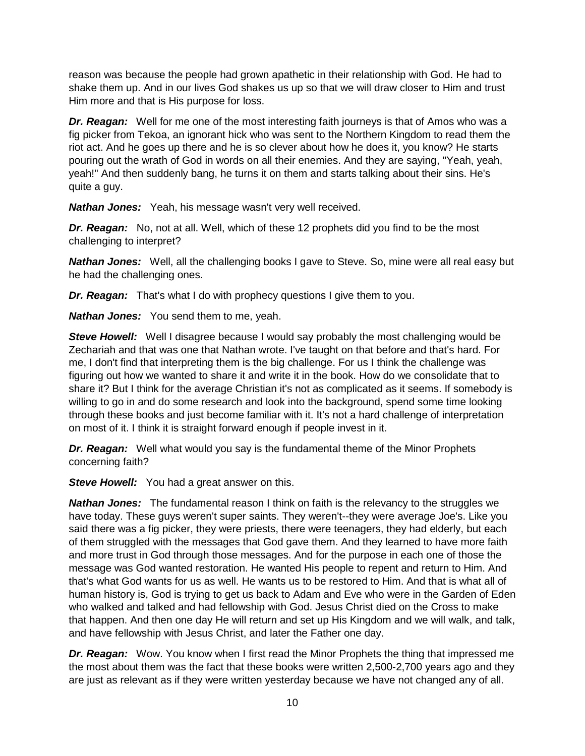reason was because the people had grown apathetic in their relationship with God. He had to shake them up. And in our lives God shakes us up so that we will draw closer to Him and trust Him more and that is His purpose for loss.

***Dr. Reagan:*** Well for me one of the most interesting faith journeys is that of Amos who was a fig picker from Tekoa, an ignorant hick who was sent to the Northern Kingdom to read them the riot act. And he goes up there and he is so clever about how he does it, you know? He starts pouring out the wrath of God in words on all their enemies. And they are saying, "Yeah, yeah, yeah!" And then suddenly bang, he turns it on them and starts talking about their sins. He's quite a guy.

***Nathan Jones:*** Yeah, his message wasn't very well received.

***Dr. Reagan:*** No, not at all. Well, which of these 12 prophets did you find to be the most challenging to interpret?

***Nathan Jones:*** Well, all the challenging books I gave to Steve. So, mine were all real easy but he had the challenging ones.

***Dr. Reagan:*** That's what I do with prophecy questions I give them to you.

***Nathan Jones:*** You send them to me, yeah.

***Steve Howell:*** Well I disagree because I would say probably the most challenging would be Zechariah and that was one that Nathan wrote. I've taught on that before and that's hard. For me, I don't find that interpreting them is the big challenge. For us I think the challenge was figuring out how we wanted to share it and write it in the book. How do we consolidate that to share it? But I think for the average Christian it's not as complicated as it seems. If somebody is willing to go in and do some research and look into the background, spend some time looking through these books and just become familiar with it. It's not a hard challenge of interpretation on most of it. I think it is straight forward enough if people invest in it.

***Dr. Reagan:*** Well what would you say is the fundamental theme of the Minor Prophets concerning faith?

***Steve Howell:*** You had a great answer on this.

***Nathan Jones:*** The fundamental reason I think on faith is the relevancy to the struggles we have today. These guys weren't super saints. They weren't--they were average Joe's. Like you said there was a fig picker, they were priests, there were teenagers, they had elderly, but each of them struggled with the messages that God gave them. And they learned to have more faith and more trust in God through those messages. And for the purpose in each one of those the message was God wanted restoration. He wanted His people to repent and return to Him. And that's what God wants for us as well. He wants us to be restored to Him. And that is what all of human history is, God is trying to get us back to Adam and Eve who were in the Garden of Eden who walked and talked and had fellowship with God. Jesus Christ died on the Cross to make that happen. And then one day He will return and set up His Kingdom and we will walk, and talk, and have fellowship with Jesus Christ, and later the Father one day.

***Dr. Reagan:*** Wow. You know when I first read the Minor Prophets the thing that impressed me the most about them was the fact that these books were written 2,500-2,700 years ago and they are just as relevant as if they were written yesterday because we have not changed any of all.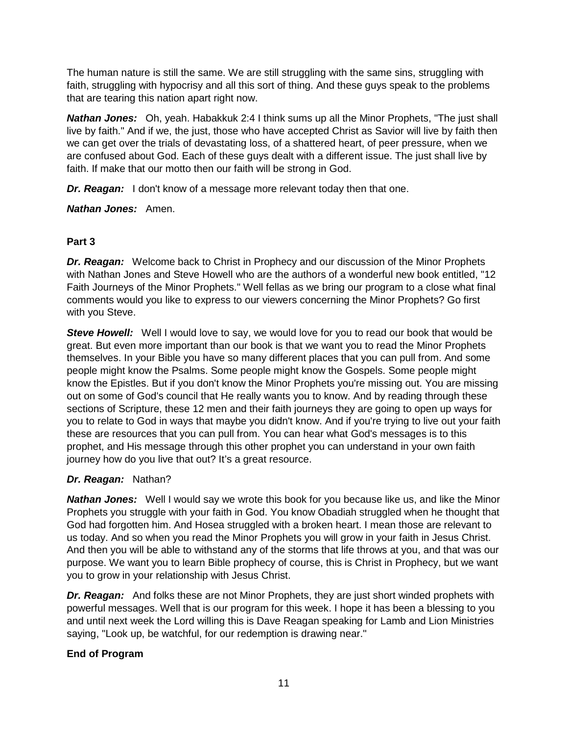The human nature is still the same. We are still struggling with the same sins, struggling with faith, struggling with hypocrisy and all this sort of thing. And these guys speak to the problems that are tearing this nation apart right now.

***Nathan Jones:*** Oh, yeah. Habakkuk 2:4 I think sums up all the Minor Prophets, "The just shall live by faith." And if we, the just, those who have accepted Christ as Savior will live by faith then we can get over the trials of devastating loss, of a shattered heart, of peer pressure, when we are confused about God. Each of these guys dealt with a different issue. The just shall live by faith. If make that our motto then our faith will be strong in God.

***Dr. Reagan:*** I don't know of a message more relevant today then that one.

***Nathan Jones:*** Amen.

**Part 3**

***Dr. Reagan:*** Welcome back to Christ in Prophecy and our discussion of the Minor Prophets with Nathan Jones and Steve Howell who are the authors of a wonderful new book entitled, "12 Faith Journeys of the Minor Prophets." Well fellas as we bring our program to a close what final comments would you like to express to our viewers concerning the Minor Prophets? Go first with you Steve.

***Steve Howell:*** Well I would love to say, we would love for you to read our book that would be great. But even more important than our book is that we want you to read the Minor Prophets themselves. In your Bible you have so many different places that you can pull from. And some people might know the Psalms. Some people might know the Gospels. Some people might know the Epistles. But if you don't know the Minor Prophets you're missing out. You are missing out on some of God's council that He really wants you to know. And by reading through these sections of Scripture, these 12 men and their faith journeys they are going to open up ways for you to relate to God in ways that maybe you didn't know. And if you're trying to live out your faith these are resources that you can pull from. You can hear what God's messages is to this prophet, and His message through this other prophet you can understand in your own faith journey how do you live that out? It's a great resource.

***Dr. Reagan:*** Nathan?

***Nathan Jones:*** Well I would say we wrote this book for you because like us, and like the Minor Prophets you struggle with your faith in God. You know Obadiah struggled when he thought that God had forgotten him. And Hosea struggled with a broken heart. I mean those are relevant to us today. And so when you read the Minor Prophets you will grow in your faith in Jesus Christ. And then you will be able to withstand any of the storms that life throws at you, and that was our purpose. We want you to learn Bible prophecy of course, this is Christ in Prophecy, but we want you to grow in your relationship with Jesus Christ.

***Dr. Reagan:*** And folks these are not Minor Prophets, they are just short winded prophets with powerful messages. Well that is our program for this week. I hope it has been a blessing to you and until next week the Lord willing this is Dave Reagan speaking for Lamb and Lion Ministries saying, "Look up, be watchful, for our redemption is drawing near."

**End of Program**